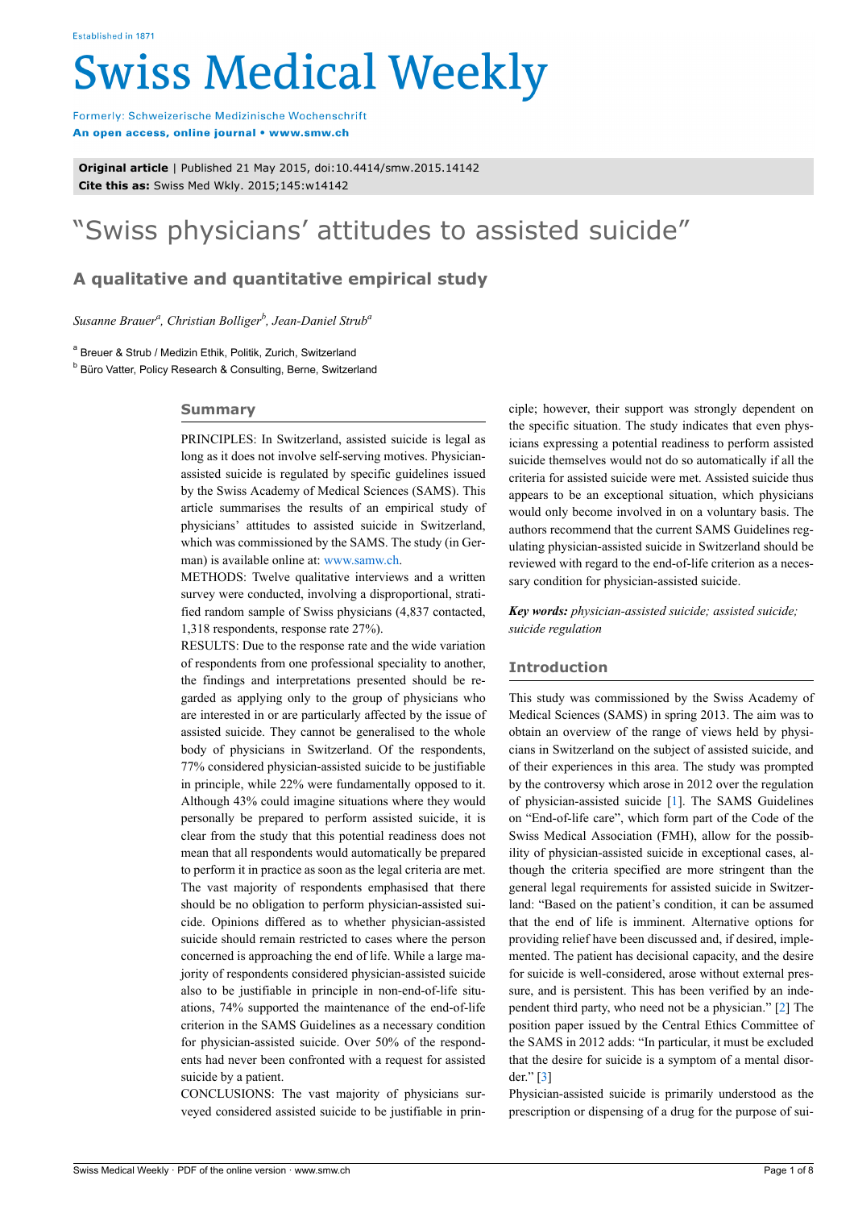Original article | Published 21 May 2015, doi:10.4414/smw.2015.14142
Cite this as: Swiss Med Wkly. 2015;145:w14142

# "Swiss physicians' attitudes to assisted suicide"

## A qualitative and quantitative empirical study

*Susanne Brauer[a], Christian Bolliger[b], Jean-Daniel Strub[a]*

[a] Breuer & Strub / Medizin Ethik, Politik, Zurich, Switzerland
[b] Büro Vatter, Policy Research & Consulting, Berne, Switzerland

## Summary

PRINCIPLES: In Switzerland, assisted suicide is legal as long as it does not involve self-serving motives. Physician-assisted suicide is regulated by specific guidelines issued by the Swiss Academy of Medical Sciences (SAMS). This article summarises the results of an empirical study of physicians' attitudes to assisted suicide in Switzerland, which was commissioned by the SAMS. The study (in German) is available online at: www.samw.ch.

METHODS: Twelve qualitative interviews and a written survey were conducted, involving a disproportional, stratified random sample of Swiss physicians (4,837 contacted, 1,318 respondents, response rate 27%).

RESULTS: Due to the response rate and the wide variation of respondents from one professional speciality to another, the findings and interpretations presented should be regarded as applying only to the group of physicians who are interested in or are particularly affected by the issue of assisted suicide. They cannot be generalised to the whole body of physicians in Switzerland. Of the respondents, 77% considered physician-assisted suicide to be justifiable in principle, while 22% were fundamentally opposed to it. Although 43% could imagine situations where they would personally be prepared to perform assisted suicide, it is clear from the study that this potential readiness does not mean that all respondents would automatically be prepared to perform it in practice as soon as the legal criteria are met. The vast majority of respondents emphasised that there should be no obligation to perform physician-assisted suicide. Opinions differed as to whether physician-assisted suicide should remain restricted to cases where the person concerned is approaching the end of life. While a large majority of respondents considered physician-assisted suicide also to be justifiable in principle in non-end-of-life situations, 74% supported the maintenance of the end-of-life criterion in the SAMS Guidelines as a necessary condition for physician-assisted suicide. Over 50% of the respondents had never been confronted with a request for assisted suicide by a patient.

CONCLUSIONS: The vast majority of physicians surveyed considered assisted suicide to be justifiable in principle; however, their support was strongly dependent on the specific situation. The study indicates that even physicians expressing a potential readiness to perform assisted suicide themselves would not do so automatically if all the criteria for assisted suicide were met. Assisted suicide thus appears to be an exceptional situation, which physicians would only become involved in on a voluntary basis. The authors recommend that the current SAMS Guidelines regulating physician-assisted suicide in Switzerland should be reviewed with regard to the end-of-life criterion as a necessary condition for physician-assisted suicide.

***Key words:*** *physician-assisted suicide; assisted suicide; suicide regulation*

## Introduction

This study was commissioned by the Swiss Academy of Medical Sciences (SAMS) in spring 2013. The aim was to obtain an overview of the range of views held by physicians in Switzerland on the subject of assisted suicide, and of their experiences in this area. The study was prompted by the controversy which arose in 2012 over the regulation of physician-assisted suicide [1]. The SAMS Guidelines on "End-of-life care", which form part of the Code of the Swiss Medical Association (FMH), allow for the possibility of physician-assisted suicide in exceptional cases, although the criteria specified are more stringent than the general legal requirements for assisted suicide in Switzerland: "Based on the patient's condition, it can be assumed that the end of life is imminent. Alternative options for providing relief have been discussed and, if desired, implemented. The patient has decisional capacity, and the desire for suicide is well-considered, arose without external pressure, and is persistent. This has been verified by an independent third party, who need not be a physician." [2] The position paper issued by the Central Ethics Committee of the SAMS in 2012 adds: "In particular, it must be excluded that the desire for suicide is a symptom of a mental disorder." [3]

Physician-assisted suicide is primarily understood as the prescription or dispensing of a drug for the purpose of sui-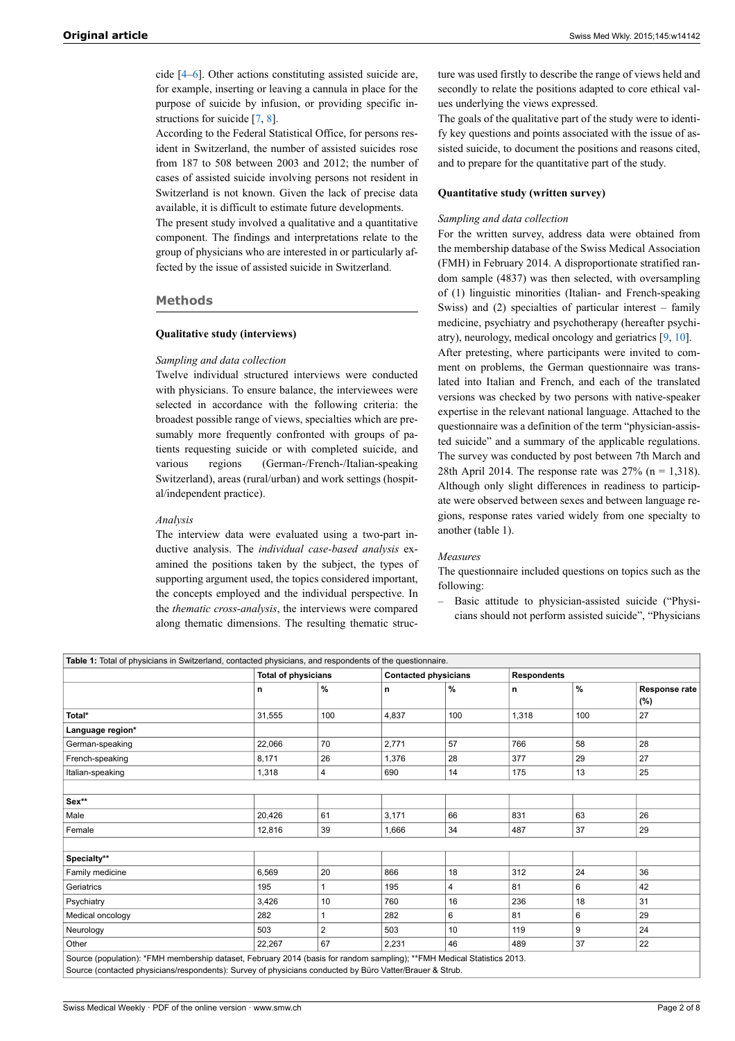cide [4–6]. Other actions constituting assisted suicide are, for example, inserting or leaving a cannula in place for the purpose of suicide by infusion, or providing specific instructions for suicide [7, 8].

According to the Federal Statistical Office, for persons resident in Switzerland, the number of assisted suicides rose from 187 to 508 between 2003 and 2012; the number of cases of assisted suicide involving persons not resident in Switzerland is not known. Given the lack of precise data available, it is difficult to estimate future developments.

The present study involved a qualitative and a quantitative component. The findings and interpretations relate to the group of physicians who are interested in or particularly affected by the issue of assisted suicide in Switzerland.

## Methods

### Qualitative study (interviews)

*Sampling and data collection*

Twelve individual structured interviews were conducted with physicians. To ensure balance, the interviewees were selected in accordance with the following criteria: the broadest possible range of views, specialties which are presumably more frequently confronted with groups of patients requesting suicide or with completed suicide, and various regions (German-/French-/Italian-speaking Switzerland), areas (rural/urban) and work settings (hospital/independent practice).

*Analysis*

The interview data were evaluated using a two-part inductive analysis. The *individual case-based analysis* examined the positions taken by the subject, the types of supporting argument used, the topics considered important, the concepts employed and the individual perspective. In the *thematic cross-analysis*, the interviews were compared along thematic dimensions. The resulting thematic structure was used firstly to describe the range of views held and secondly to relate the positions adapted to core ethical values underlying the views expressed.

The goals of the qualitative part of the study were to identify key questions and points associated with the issue of assisted suicide, to document the positions and reasons cited, and to prepare for the quantitative part of the study.

### Quantitative study (written survey)

*Sampling and data collection*

For the written survey, address data were obtained from the membership database of the Swiss Medical Association (FMH) in February 2014. A disproportionate stratified random sample (4837) was then selected, with oversampling of (1) linguistic minorities (Italian- and French-speaking Swiss) and (2) specialties of particular interest – family medicine, psychiatry and psychotherapy (hereafter psychiatry), neurology, medical oncology and geriatrics [9, 10].

After pretesting, where participants were invited to comment on problems, the German questionnaire was translated into Italian and French, and each of the translated versions was checked by two persons with native-speaker expertise in the relevant national language. Attached to the questionnaire was a definition of the term "physician-assisted suicide" and a summary of the applicable regulations. The survey was conducted by post between 7th March and 28th April 2014. The response rate was 27% (n = 1,318). Although only slight differences in readiness to participate were observed between sexes and between language regions, response rates varied widely from one specialty to another (table 1).

*Measures*

The questionnaire included questions on topics such as the following:

– Basic attitude to physician-assisted suicide ("Physicians should not perform assisted suicide", "Physicians

**Table 1:** Total of physicians in Switzerland, contacted physicians, and respondents of the questionnaire.

| | Total of physicians | | Contacted physicians | | Respondents | | |
|---|---|---|---|---|---|---|---|
| | n | % | n | % | n | % | Response rate (%) |
| **Total*** | 31,555 | 100 | 4,837 | 100 | 1,318 | 100 | 27 |
| **Language region*** | | | | | | | |
| German-speaking | 22,066 | 70 | 2,771 | 57 | 766 | 58 | 28 |
| French-speaking | 8,171 | 26 | 1,376 | 28 | 377 | 29 | 27 |
| Italian-speaking | 1,318 | 4 | 690 | 14 | 175 | 13 | 25 |
| | | | | | | | |
| **Sex**** | | | | | | | |
| Male | 20,426 | 61 | 3,171 | 66 | 831 | 63 | 26 |
| Female | 12,816 | 39 | 1,666 | 34 | 487 | 37 | 29 |
| | | | | | | | |
| **Specialty**** | | | | | | | |
| Family medicine | 6,569 | 20 | 866 | 18 | 312 | 24 | 36 |
| Geriatrics | 195 | 1 | 195 | 4 | 81 | 6 | 42 |
| Psychiatry | 3,426 | 10 | 760 | 16 | 236 | 18 | 31 |
| Medical oncology | 282 | 1 | 282 | 6 | 81 | 6 | 29 |
| Neurology | 503 | 2 | 503 | 10 | 119 | 9 | 24 |
| Other | 22,267 | 67 | 2,231 | 46 | 489 | 37 | 22 |

Source (population): *FMH membership dataset, February 2014 (basis for random sampling); **FMH Medical Statistics 2013.
Source (contacted physicians/respondents): Survey of physicians conducted by Büro Vatter/Brauer & Strub.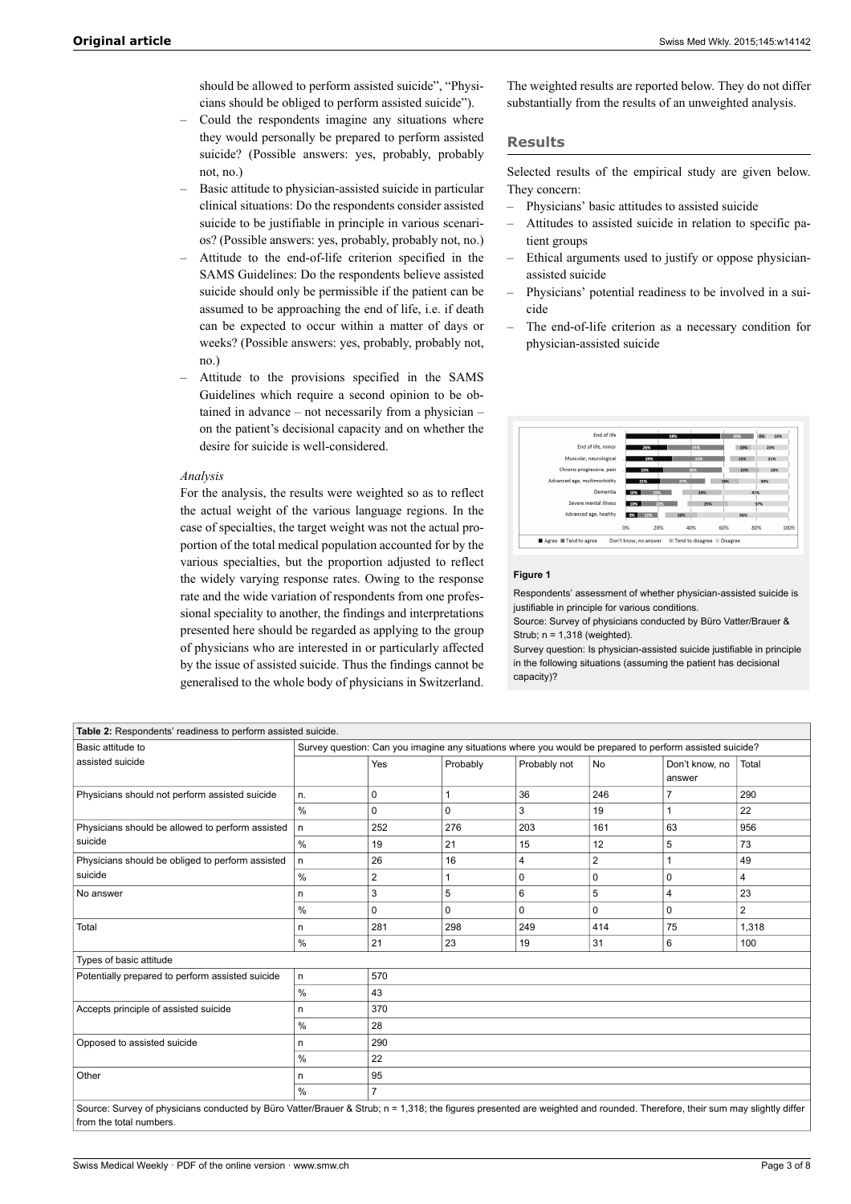should be allowed to perform assisted suicide", "Physicians should be obliged to perform assisted suicide").

- Could the respondents imagine any situations where they would personally be prepared to perform assisted suicide? (Possible answers: yes, probably, probably not, no.)
- Basic attitude to physician-assisted suicide in particular clinical situations: Do the respondents consider assisted suicide to be justifiable in principle in various scenarios? (Possible answers: yes, probably, probably not, no.)
- Attitude to the end-of-life criterion specified in the SAMS Guidelines: Do the respondents believe assisted suicide should only be permissible if the patient can be assumed to be approaching the end of life, i.e. if death can be expected to occur within a matter of days or weeks? (Possible answers: yes, probably, probably not, no.)
- Attitude to the provisions specified in the SAMS Guidelines which require a second opinion to be obtained in advance – not necessarily from a physician – on the patient's decisional capacity and on whether the desire for suicide is well-considered.

*Analysis*

For the analysis, the results were weighted so as to reflect the actual weight of the various language regions. In the case of specialties, the target weight was not the actual proportion of the total medical population accounted for by the various specialties, but the proportion adjusted to reflect the widely varying response rates. Owing to the response rate and the wide variation of respondents from one professional speciality to another, the findings and interpretations presented here should be regarded as applying to the group of physicians who are interested in or particularly affected by the issue of assisted suicide. Thus the findings cannot be generalised to the whole body of physicians in Switzerland.

The weighted results are reported below. They do not differ substantially from the results of an unweighted analysis.

## Results

Selected results of the empirical study are given below. They concern:

- Physicians' basic attitudes to assisted suicide
- Attitudes to assisted suicide in relation to specific patient groups
- Ethical arguments used to justify or oppose physician-assisted suicide
- Physicians' potential readiness to be involved in a suicide
- The end-of-life criterion as a necessary condition for physician-assisted suicide

**Figure 1**

Respondents' assessment of whether physician-assisted suicide is justifiable in principle for various conditions.

Source: Survey of physicians conducted by Büro Vatter/Brauer & Strub; n = 1,318 (weighted).

Survey question: Is physician-assisted suicide justifiable in principle in the following situations (assuming the patient has decisional capacity)?

**Table 2:** Respondents' readiness to perform assisted suicide.

| Basic attitude to assisted suicide | Survey question: Can you imagine any situations where you would be prepared to perform assisted suicide? | | | | | | |
|---|---|---|---|---|---|---|---|
| | | Yes | Probably | Probably not | No | Don't know, no answer | Total |
| Physicians should not perform assisted suicide | n. | 0 | 1 | 36 | 246 | 7 | 290 |
| | % | 0 | 0 | 3 | 19 | 1 | 22 |
| Physicians should be allowed to perform assisted suicide | n | 252 | 276 | 203 | 161 | 63 | 956 |
| | % | 19 | 21 | 15 | 12 | 5 | 73 |
| Physicians should be obliged to perform assisted suicide | n | 26 | 16 | 4 | 2 | 1 | 49 |
| | % | 2 | 1 | 0 | 0 | 0 | 4 |
| No answer | n | 3 | 5 | 6 | 5 | 4 | 23 |
| | % | 0 | 0 | 0 | 0 | 0 | 2 |
| Total | n | 281 | 298 | 249 | 414 | 75 | 1,318 |
| | % | 21 | 23 | 19 | 31 | 6 | 100 |
| Types of basic attitude | | | | | | | |
| Potentially prepared to perform assisted suicide | n | 570 | | | | | |
| | % | 43 | | | | | |
| Accepts principle of assisted suicide | n | 370 | | | | | |
| | % | 28 | | | | | |
| Opposed to assisted suicide | n | 290 | | | | | |
| | % | 22 | | | | | |
| Other | n | 95 | | | | | |
| | % | 7 | | | | | |

Source: Survey of physicians conducted by Büro Vatter/Brauer & Strub; n = 1,318; the figures presented are weighted and rounded. Therefore, their sum may slightly differ from the total numbers.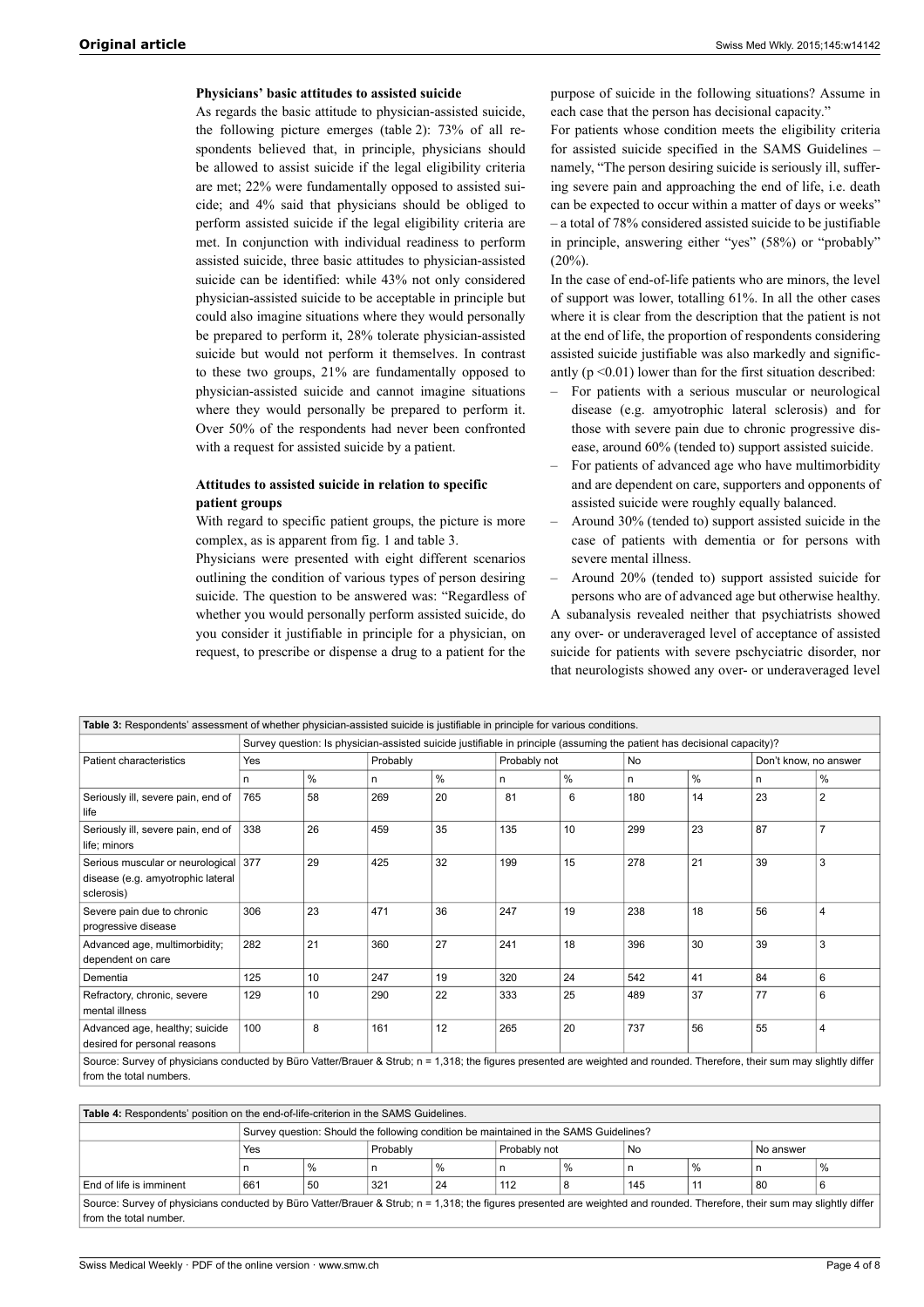### Physicians' basic attitudes to assisted suicide

As regards the basic attitude to physician-assisted suicide, the following picture emerges (table 2): 73% of all respondents believed that, in principle, physicians should be allowed to assist suicide if the legal eligibility criteria are met; 22% were fundamentally opposed to assisted suicide; and 4% said that physicians should be obliged to perform assisted suicide if the legal eligibility criteria are met. In conjunction with individual readiness to perform assisted suicide, three basic attitudes to physician-assisted suicide can be identified: while 43% not only considered physician-assisted suicide to be acceptable in principle but could also imagine situations where they would personally be prepared to perform it, 28% tolerate physician-assisted suicide but would not perform it themselves. In contrast to these two groups, 21% are fundamentally opposed to physician-assisted suicide and cannot imagine situations where they would personally be prepared to perform it. Over 50% of the respondents had never been confronted with a request for assisted suicide by a patient.

### Attitudes to assisted suicide in relation to specific patient groups

With regard to specific patient groups, the picture is more complex, as is apparent from fig. 1 and table 3.

Physicians were presented with eight different scenarios outlining the condition of various types of person desiring suicide. The question to be answered was: "Regardless of whether you would personally perform assisted suicide, do you consider it justifiable in principle for a physician, on request, to prescribe or dispense a drug to a patient for the purpose of suicide in the following situations? Assume in each case that the person has decisional capacity."

For patients whose condition meets the eligibility criteria for assisted suicide specified in the SAMS Guidelines – namely, "The person desiring suicide is seriously ill, suffering severe pain and approaching the end of life, i.e. death can be expected to occur within a matter of days or weeks" – a total of 78% considered assisted suicide to be justifiable in principle, answering either "yes" (58%) or "probably" (20%).

In the case of end-of-life patients who are minors, the level of support was lower, totalling 61%. In all the other cases where it is clear from the description that the patient is not at the end of life, the proportion of respondents considering assisted suicide justifiable was also markedly and significantly ($p < 0.01$) lower than for the first situation described:

- For patients with a serious muscular or neurological disease (e.g. amyotrophic lateral sclerosis) and for those with severe pain due to chronic progressive disease, around 60% (tended to) support assisted suicide.
- For patients of advanced age who have multimorbidity and are dependent on care, supporters and opponents of assisted suicide were roughly equally balanced.
- Around 30% (tended to) support assisted suicide in the case of patients with dementia or for persons with severe mental illness.
- Around 20% (tended to) support assisted suicide for persons who are of advanced age but otherwise healthy.

A subanalysis revealed neither that psychiatrists showed any over- or underaveraged level of acceptance of assisted suicide for patients with severe pschyciatric disorder, nor that neurologists showed any over- or underaveraged level

**Table 3:** Respondents' assessment of whether physician-assisted suicide is justifiable in principle for various conditions.

| | Survey question: Is physician-assisted suicide justifiable in principle (assuming the patient has decisional capacity)? | | | | | | | | | |
|---|---|---|---|---|---|---|---|---|---|---|
| Patient characteristics | Yes | | Probably | | Probably not | | No | | Don't know, no answer | |
| | n | % | n | % | n | % | n | % | n | % |
| Seriously ill, severe pain, end of life | 765 | 58 | 269 | 20 | 81 | 6 | 180 | 14 | 23 | 2 |
| Seriously ill, severe pain, end of life; minors | 338 | 26 | 459 | 35 | 135 | 10 | 299 | 23 | 87 | 7 |
| Serious muscular or neurological disease (e.g. amyotrophic lateral sclerosis) | 377 | 29 | 425 | 32 | 199 | 15 | 278 | 21 | 39 | 3 |
| Severe pain due to chronic progressive disease | 306 | 23 | 471 | 36 | 247 | 19 | 238 | 18 | 56 | 4 |
| Advanced age, multimorbidity; dependent on care | 282 | 21 | 360 | 27 | 241 | 18 | 396 | 30 | 39 | 3 |
| Dementia | 125 | 10 | 247 | 19 | 320 | 24 | 542 | 41 | 84 | 6 |
| Refractory, chronic, severe mental illness | 129 | 10 | 290 | 22 | 333 | 25 | 489 | 37 | 77 | 6 |
| Advanced age, healthy; suicide desired for personal reasons | 100 | 8 | 161 | 12 | 265 | 20 | 737 | 56 | 55 | 4 |

Source: Survey of physicians conducted by Büro Vatter/Brauer & Strub; n = 1,318; the figures presented are weighted and rounded. Therefore, their sum may slightly differ from the total numbers.

**Table 4:** Respondents' position on the end-of-life-criterion in the SAMS Guidelines.

| | Survey question: Should the following condition be maintained in the SAMS Guidelines? | | | | | | | | | |
|---|---|---|---|---|---|---|---|---|---|---|
| | Yes | | Probably | | Probably not | | No | | No answer | |
| | n | % | n | % | n | % | n | % | n | % |
| End of life is imminent | 661 | 50 | 321 | 24 | 112 | 8 | 145 | 11 | 80 | 6 |

Source: Survey of physicians conducted by Büro Vatter/Brauer & Strub; n = 1,318; the figures presented are weighted and rounded. Therefore, their sum may slightly differ from the total number.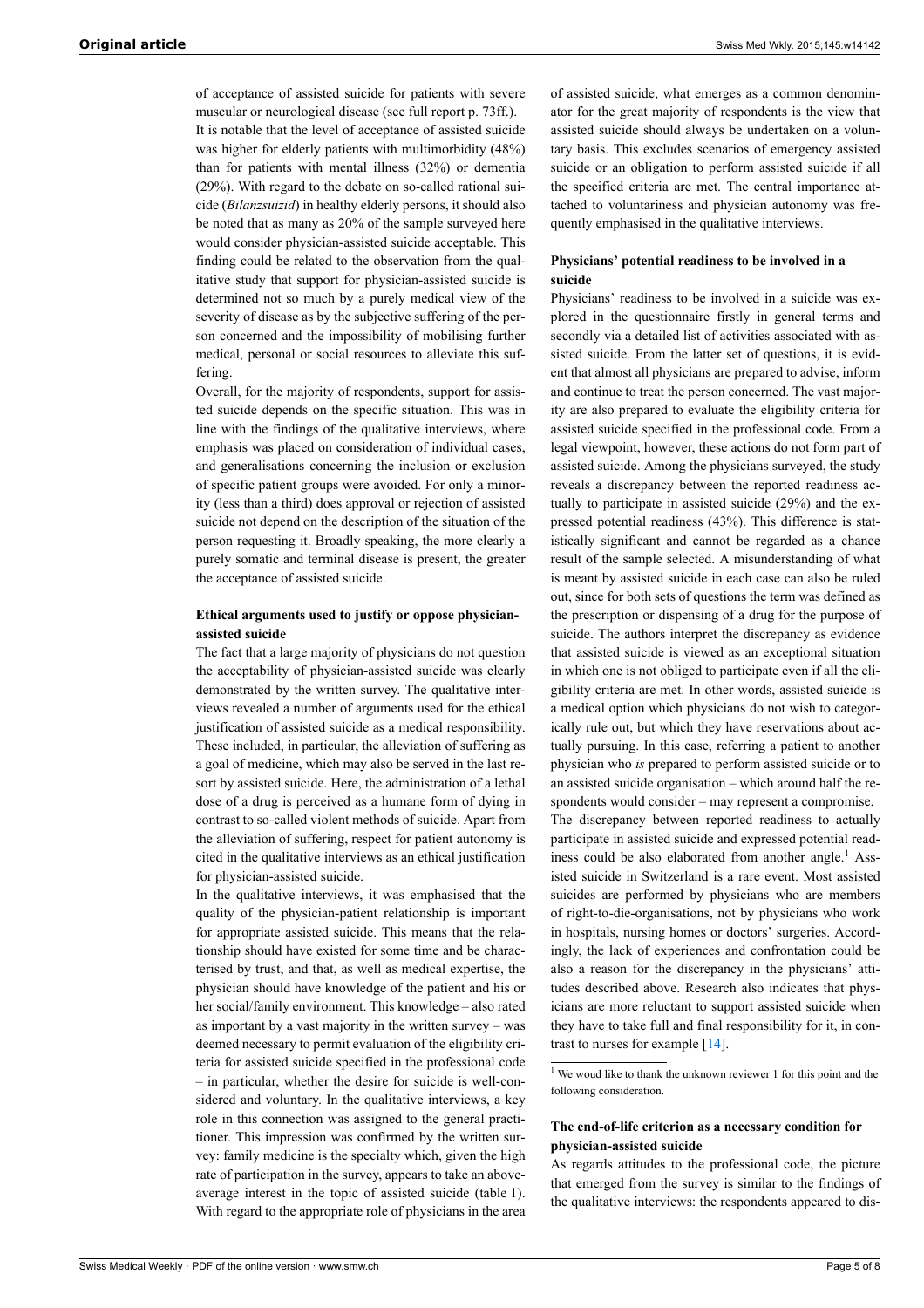of acceptance of assisted suicide for patients with severe muscular or neurological disease (see full report p. 73ff.).

It is notable that the level of acceptance of assisted suicide was higher for elderly patients with multimorbidity (48%) than for patients with mental illness (32%) or dementia (29%). With regard to the debate on so-called rational suicide (*Bilanzsuizid*) in healthy elderly persons, it should also be noted that as many as 20% of the sample surveyed here would consider physician-assisted suicide acceptable. This finding could be related to the observation from the qualitative study that support for physician-assisted suicide is determined not so much by a purely medical view of the severity of disease as by the subjective suffering of the person concerned and the impossibility of mobilising further medical, personal or social resources to alleviate this suffering.

Overall, for the majority of respondents, support for assisted suicide depends on the specific situation. This was in line with the findings of the qualitative interviews, where emphasis was placed on consideration of individual cases, and generalisations concerning the inclusion or exclusion of specific patient groups were avoided. For only a minority (less than a third) does approval or rejection of assisted suicide not depend on the description of the situation of the person requesting it. Broadly speaking, the more clearly a purely somatic and terminal disease is present, the greater the acceptance of assisted suicide.

#### Ethical arguments used to justify or oppose physician-assisted suicide

The fact that a large majority of physicians do not question the acceptability of physician-assisted suicide was clearly demonstrated by the written survey. The qualitative interviews revealed a number of arguments used for the ethical justification of assisted suicide as a medical responsibility. These included, in particular, the alleviation of suffering as a goal of medicine, which may also be served in the last resort by assisted suicide. Here, the administration of a lethal dose of a drug is perceived as a humane form of dying in contrast to so-called violent methods of suicide. Apart from the alleviation of suffering, respect for patient autonomy is cited in the qualitative interviews as an ethical justification for physician-assisted suicide.

In the qualitative interviews, it was emphasised that the quality of the physician-patient relationship is important for appropriate assisted suicide. This means that the relationship should have existed for some time and be characterised by trust, and that, as well as medical expertise, the physician should have knowledge of the patient and his or her social/family environment. This knowledge – also rated as important by a vast majority in the written survey – was deemed necessary to permit evaluation of the eligibility criteria for assisted suicide specified in the professional code – in particular, whether the desire for suicide is well-considered and voluntary. In the qualitative interviews, a key role in this connection was assigned to the general practitioner. This impression was confirmed by the written survey: family medicine is the specialty which, given the high rate of participation in the survey, appears to take an above-average interest in the topic of assisted suicide (table 1).

With regard to the appropriate role of physicians in the area of assisted suicide, what emerges as a common denominator for the great majority of respondents is the view that assisted suicide should always be undertaken on a voluntary basis. This excludes scenarios of emergency assisted suicide or an obligation to perform assisted suicide if all the specified criteria are met. The central importance attached to voluntariness and physician autonomy was frequently emphasised in the qualitative interviews.

#### Physicians' potential readiness to be involved in a suicide

Physicians' readiness to be involved in a suicide was explored in the questionnaire firstly in general terms and secondly via a detailed list of activities associated with assisted suicide. From the latter set of questions, it is evident that almost all physicians are prepared to advise, inform and continue to treat the person concerned. The vast majority are also prepared to evaluate the eligibility criteria for assisted suicide specified in the professional code. From a legal viewpoint, however, these actions do not form part of assisted suicide. Among the physicians surveyed, the study reveals a discrepancy between the reported readiness actually to participate in assisted suicide (29%) and the expressed potential readiness (43%). This difference is statistically significant and cannot be regarded as a chance result of the sample selected. A misunderstanding of what is meant by assisted suicide in each case can also be ruled out, since for both sets of questions the term was defined as the prescription or dispensing of a drug for the purpose of suicide. The authors interpret the discrepancy as evidence that assisted suicide is viewed as an exceptional situation in which one is not obliged to participate even if all the eligibility criteria are met. In other words, assisted suicide is a medical option which physicians do not wish to categorically rule out, but which they have reservations about actually pursuing. In this case, referring a patient to another physician who *is* prepared to perform assisted suicide or to an assisted suicide organisation – which around half the respondents would consider – may represent a compromise.

The discrepancy between reported readiness to actually participate in assisted suicide and expressed potential readiness could be also elaborated from another angle.[1] Assisted suicide in Switzerland is a rare event. Most assisted suicides are performed by physicians who are members of right-to-die-organisations, not by physicians who work in hospitals, nursing homes or doctors' surgeries. Accordingly, the lack of experiences and confrontation could be also a reason for the discrepancy in the physicians' attitudes described above. Research also indicates that physicians are more reluctant to support assisted suicide when they have to take full and final responsibility for it, in contrast to nurses for example [14].

[1] We woud like to thank the unknown reviewer 1 for this point and the following consideration.

#### The end-of-life criterion as a necessary condition for physician-assisted suicide

As regards attitudes to the professional code, the picture that emerged from the survey is similar to the findings of the qualitative interviews: the respondents appeared to dis-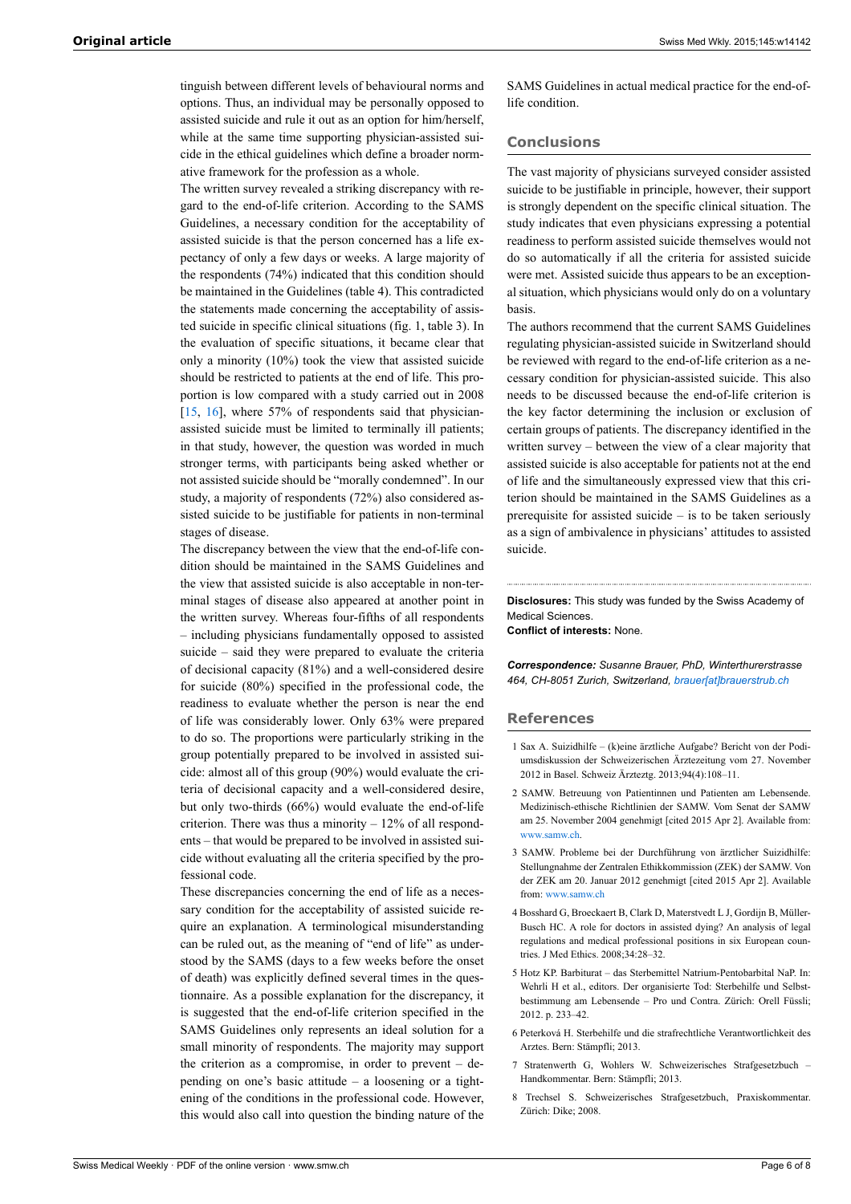tinguish between different levels of behavioural norms and options. Thus, an individual may be personally opposed to assisted suicide and rule it out as an option for him/herself, while at the same time supporting physician-assisted suicide in the ethical guidelines which define a broader normative framework for the profession as a whole.

The written survey revealed a striking discrepancy with regard to the end-of-life criterion. According to the SAMS Guidelines, a necessary condition for the acceptability of assisted suicide is that the person concerned has a life expectancy of only a few days or weeks. A large majority of the respondents (74%) indicated that this condition should be maintained in the Guidelines (table 4). This contradicted the statements made concerning the acceptability of assisted suicide in specific clinical situations (fig. 1, table 3). In the evaluation of specific situations, it became clear that only a minority (10%) took the view that assisted suicide should be restricted to patients at the end of life. This proportion is low compared with a study carried out in 2008 [15, 16], where 57% of respondents said that physician-assisted suicide must be limited to terminally ill patients; in that study, however, the question was worded in much stronger terms, with participants being asked whether or not assisted suicide should be "morally condemned". In our study, a majority of respondents (72%) also considered assisted suicide to be justifiable for patients in non-terminal stages of disease.

The discrepancy between the view that the end-of-life condition should be maintained in the SAMS Guidelines and the view that assisted suicide is also acceptable in non-terminal stages of disease also appeared at another point in the written survey. Whereas four-fifths of all respondents – including physicians fundamentally opposed to assisted suicide – said they were prepared to evaluate the criteria of decisional capacity (81%) and a well-considered desire for suicide (80%) specified in the professional code, the readiness to evaluate whether the person is near the end of life was considerably lower. Only 63% were prepared to do so. The proportions were particularly striking in the group potentially prepared to be involved in assisted suicide: almost all of this group (90%) would evaluate the criteria of decisional capacity and a well-considered desire, but only two-thirds (66%) would evaluate the end-of-life criterion. There was thus a minority – 12% of all respondents – that would be prepared to be involved in assisted suicide without evaluating all the criteria specified by the professional code.

These discrepancies concerning the end of life as a necessary condition for the acceptability of assisted suicide require an explanation. A terminological misunderstanding can be ruled out, as the meaning of "end of life" as understood by the SAMS (days to a few weeks before the onset of death) was explicitly defined several times in the questionnaire. As a possible explanation for the discrepancy, it is suggested that the end-of-life criterion specified in the SAMS Guidelines only represents an ideal solution for a small minority of respondents. The majority may support the criterion as a compromise, in order to prevent – depending on one's basic attitude – a loosening or a tightening of the conditions in the professional code. However, this would also call into question the binding nature of the SAMS Guidelines in actual medical practice for the end-of-life condition.

## Conclusions

The vast majority of physicians surveyed consider assisted suicide to be justifiable in principle, however, their support is strongly dependent on the specific clinical situation. The study indicates that even physicians expressing a potential readiness to perform assisted suicide themselves would not do so automatically if all the criteria for assisted suicide were met. Assisted suicide thus appears to be an exceptional situation, which physicians would only do on a voluntary basis.

The authors recommend that the current SAMS Guidelines regulating physician-assisted suicide in Switzerland should be reviewed with regard to the end-of-life criterion as a necessary condition for physician-assisted suicide. This also needs to be discussed because the end-of-life criterion is the key factor determining the inclusion or exclusion of certain groups of patients. The discrepancy identified in the written survey – between the view of a clear majority that assisted suicide is also acceptable for patients not at the end of life and the simultaneously expressed view that this criterion should be maintained in the SAMS Guidelines as a prerequisite for assisted suicide – is to be taken seriously as a sign of ambivalence in physicians' attitudes to assisted suicide.

**Disclosures:** This study was funded by the Swiss Academy of Medical Sciences.

**Conflict of interests:** None.

***Correspondence:*** *Susanne Brauer, PhD, Winterthurerstrasse 464, CH-8051 Zurich, Switzerland, brauer[at]brauerstrub.ch*

## References

1. Sax A. Suizidhilfe – (k)eine ärztliche Aufgabe? Bericht von der Podiumsdiskussion der Schweizerischen Ärztezeitung vom 27. November 2012 in Basel. Schweiz Ärzteztg. 2013;94(4):108–11.
2. SAMW. Betreuung von Patientinnen und Patienten am Lebensende. Medizinisch-ethische Richtlinien der SAMW. Vom Senat der SAMW am 25. November 2004 genehmigt [cited 2015 Apr 2]. Available from: www.samw.ch.
3. SAMW. Probleme bei der Durchführung von ärztlicher Suizidhilfe: Stellungnahme der Zentralen Ethikkommission (ZEK) der SAMW. Von der ZEK am 20. Januar 2012 genehmigt [cited 2015 Apr 2]. Available from: www.samw.ch
4. Bosshard G, Broeckaert B, Clark D, Materstvedt L J, Gordijn B, Müller-Busch HC. A role for doctors in assisted dying? An analysis of legal regulations and medical professional positions in six European countries. J Med Ethics. 2008;34:28–32.
5. Hotz KP. Barbiturat – das Sterbemittel Natrium-Pentobarbital NaP. In: Wehrli H et al., editors. Der organisierte Tod: Sterbehilfe und Selbstbestimmung am Lebensende – Pro und Contra. Zürich: Orell Füssli; 2012. p. 233–42.
6. Peterková H. Sterbehilfe und die strafrechtliche Verantwortlichkeit des Arztes. Bern: Stämpfli; 2013.
7. Stratenwerth G, Wohlers W. Schweizerisches Strafgesetzbuch – Handkommentar. Bern: Stämpfli; 2013.
8. Trechsel S. Schweizerisches Strafgesetzbuch, Praxiskommentar. Zürich: Dike; 2008.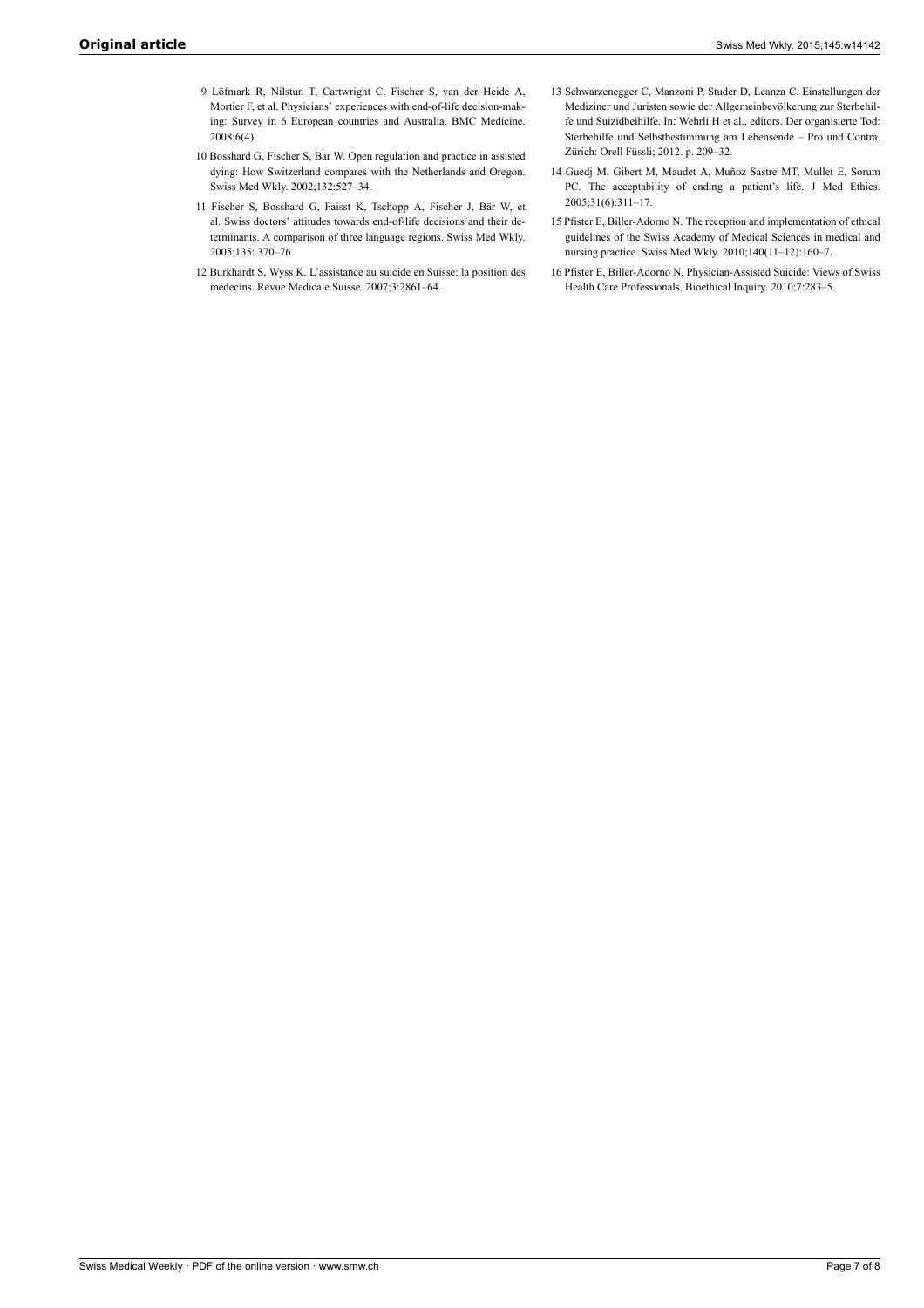9 Löfmark R, Nilstun T, Cartwright C, Fischer S, van der Heide A, Mortier F, et al. Physicians' experiences with end-of-life decision-making: Survey in 6 European countries and Australia. BMC Medicine. 2008;6(4).

10 Bosshard G, Fischer S, Bär W. Open regulation and practice in assisted dying: How Switzerland compares with the Netherlands and Oregon. Swiss Med Wkly. 2002;132:527–34.

11 Fischer S, Bosshard G, Faisst K, Tschopp A, Fischer J, Bär W, et al. Swiss doctors' attitudes towards end-of-life decisions and their determinants. A comparison of three language regions. Swiss Med Wkly. 2005;135: 370–76.

12 Burkhardt S, Wyss K. L'assistance au suicide en Suisse: la position des médecins. Revue Medicale Suisse. 2007;3:2861–64.

13 Schwarzenegger C, Manzoni P, Studer D, Leanza C. Einstellungen der Mediziner und Juristen sowie der Allgemeinbevölkerung zur Sterbehilfe und Suizidbeihilfe. In: Wehrli H et al., editors. Der organisierte Tod: Sterbehilfe und Selbstbestimmung am Lebensende – Pro und Contra. Zürich: Orell Füssli; 2012. p. 209–32.

14 Guedj M, Gibert M, Maudet A, Muñoz Sastre MT, Mullet E, Sorum PC. The acceptability of ending a patient's life. J Med Ethics. 2005;31(6):311–17.

15 Pfister E, Biller-Adorno N. The reception and implementation of ethical guidelines of the Swiss Academy of Medical Sciences in medical and nursing practice. Swiss Med Wkly. 2010;140(11–12):160–7.

16 Pfister E, Biller-Adorno N. Physician-Assisted Suicide: Views of Swiss Health Care Professionals. Bioethical Inquiry. 2010;7:283–5.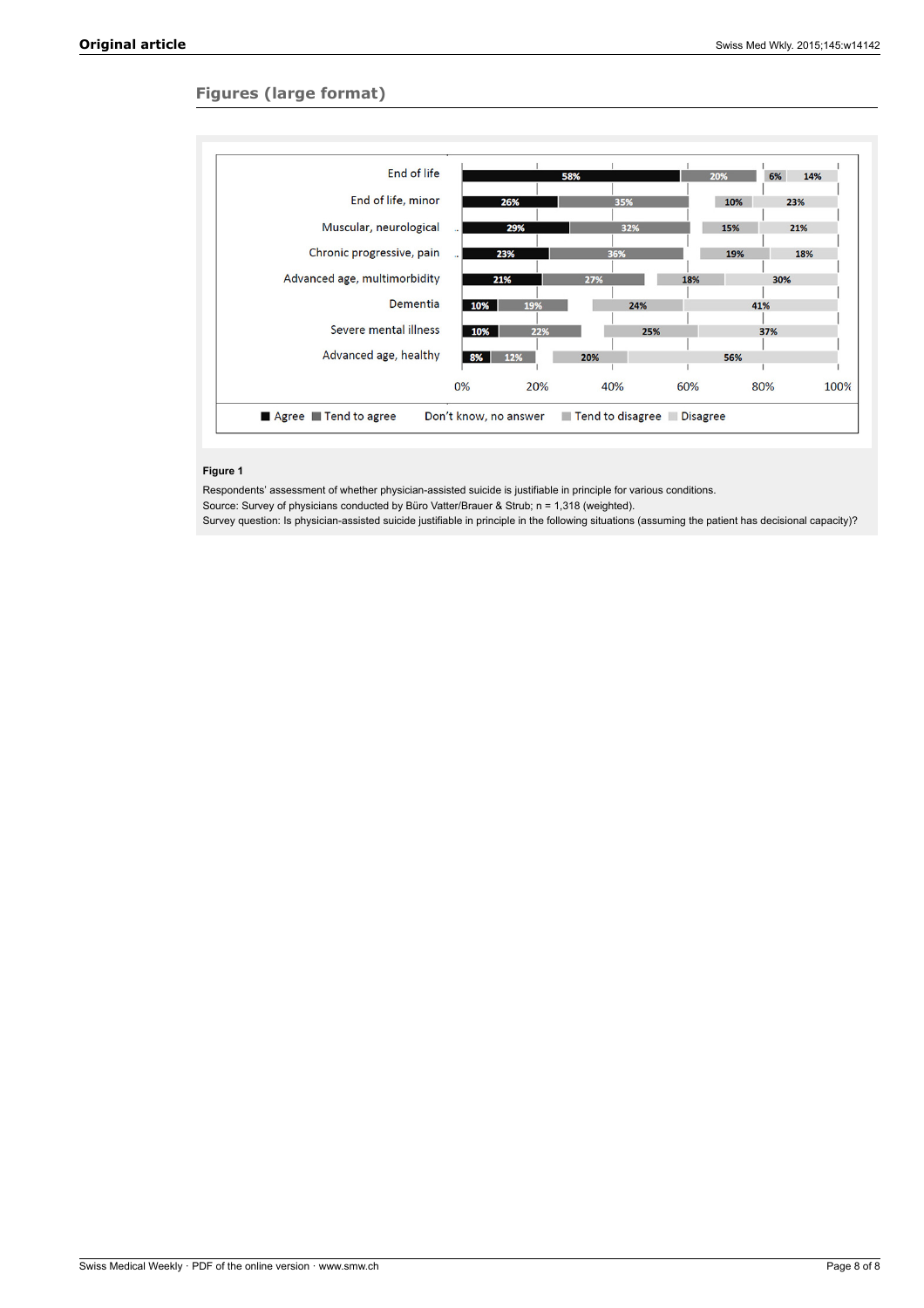## Figures (large format)

End of life
End of life, minor
Muscular, neurological
Chronic progressive, pain
Advanced age, multimorbidity
Dementia
Severe mental illness
Advanced age, healthy

58% 20% 6% 14%
26% 35% 10% 23%
29% 32% 15% 21%
23% 36% 19% 18%
21% 27% 18% 30%
10% 19% 24% 41%
10% 22% 25% 37%
8% 12% 20% 56%

0% 20% 40% 60% 80% 100%

Agree Tend to agree Don't know, no answer Tend to disagree Disagree

**Figure 1**

Respondents' assessment of whether physician-assisted suicide is justifiable in principle for various conditions.
Source: Survey of physicians conducted by Büro Vatter/Brauer & Strub; n = 1,318 (weighted).
Survey question: Is physician-assisted suicide justifiable in principle in the following situations (assuming the patient has decisional capacity)?